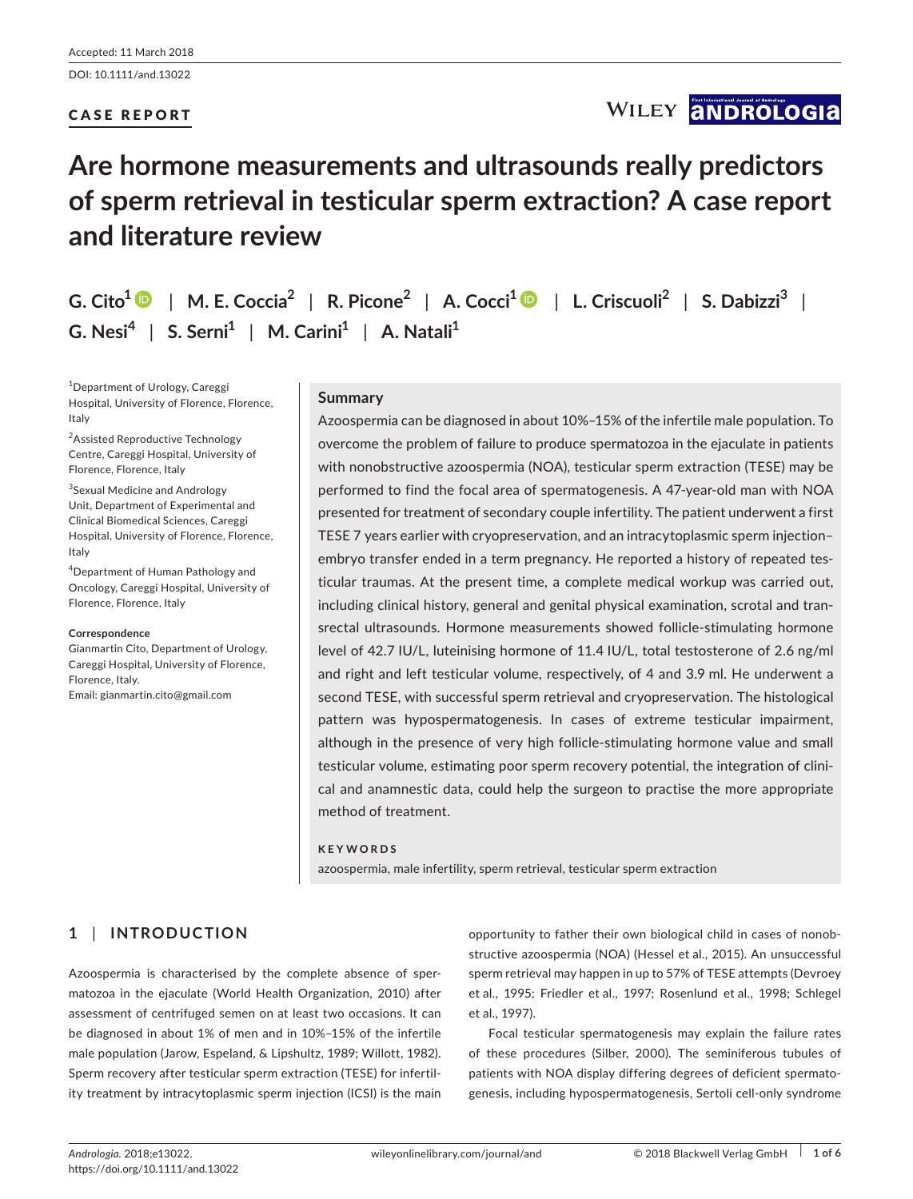Accepted: 11 March 2018

DOI: 10.1111/and.13022

CASE REPORT

# Are hormone measurements and ultrasounds really predictors of sperm retrieval in testicular sperm extraction? A case report and literature review

G. Cito[1] | M. E. Coccia[2] | R. Picone[2] | A. Cocci[1] | L. Criscuoli[2] | S. Dabizzi[3] | G. Nesi[4] | S. Serni[1] | M. Carini[1] | A. Natali[1]

[1]Department of Urology, Careggi Hospital, University of Florence, Florence, Italy

[2]Assisted Reproductive Technology Centre, Careggi Hospital, University of Florence, Florence, Italy

[3]Sexual Medicine and Andrology Unit, Department of Experimental and Clinical Biomedical Sciences, Careggi Hospital, University of Florence, Florence, Italy

[4]Department of Human Pathology and Oncology, Careggi Hospital, University of Florence, Florence, Italy

**Correspondence**
Gianmartin Cito, Department of Urology, Careggi Hospital, University of Florence, Florence, Italy.
Email: gianmartin.cito@gmail.com

## Summary

Azoospermia can be diagnosed in about 10%–15% of the infertile male population. To overcome the problem of failure to produce spermatozoa in the ejaculate in patients with nonobstructive azoospermia (NOA), testicular sperm extraction (TESE) may be performed to find the focal area of spermatogenesis. A 47-year-old man with NOA presented for treatment of secondary couple infertility. The patient underwent a first TESE 7 years earlier with cryopreservation, and an intracytoplasmic sperm injection–embryo transfer ended in a term pregnancy. He reported a history of repeated testicular traumas. At the present time, a complete medical workup was carried out, including clinical history, general and genital physical examination, scrotal and transrectal ultrasounds. Hormone measurements showed follicle-stimulating hormone level of 42.7 IU/L, luteinising hormone of 11.4 IU/L, total testosterone of 2.6 ng/ml and right and left testicular volume, respectively, of 4 and 3.9 ml. He underwent a second TESE, with successful sperm retrieval and cryopreservation. The histological pattern was hypospermatogenesis. In cases of extreme testicular impairment, although in the presence of very high follicle-stimulating hormone value and small testicular volume, estimating poor sperm recovery potential, the integration of clinical and anamnestic data, could help the surgeon to practise the more appropriate method of treatment.

**KEYWORDS**

azoospermia, male infertility, sperm retrieval, testicular sperm extraction

## 1 | INTRODUCTION

Azoospermia is characterised by the complete absence of spermatozoa in the ejaculate (World Health Organization, 2010) after assessment of centrifuged semen on at least two occasions. It can be diagnosed in about 1% of men and in 10%–15% of the infertile male population (Jarow, Espeland, & Lipshultz, 1989; Willott, 1982). Sperm recovery after testicular sperm extraction (TESE) for infertility treatment by intracytoplasmic sperm injection (ICSI) is the main opportunity to father their own biological child in cases of nonobstructive azoospermia (NOA) (Hessel et al., 2015). An unsuccessful sperm retrieval may happen in up to 57% of TESE attempts (Devroey et al., 1995; Friedler et al., 1997; Rosenlund et al., 1998; Schlegel et al., 1997).

Focal testicular spermatogenesis may explain the failure rates of these procedures (Silber, 2000). The seminiferous tubules of patients with NOA display differing degrees of deficient spermatogenesis, including hypospermatogenesis, Sertoli cell-only syndrome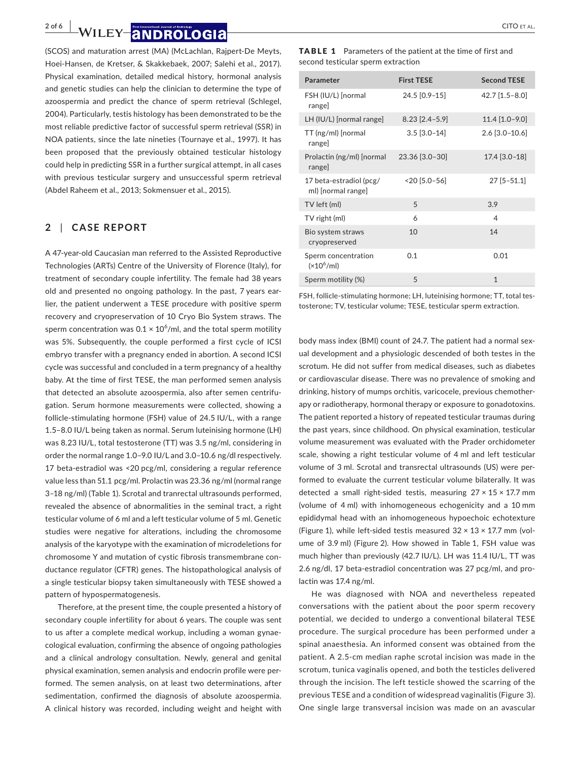(SCOS) and maturation arrest (MA) (McLachlan, Rajpert-De Meyts, Hoei-Hansen, de Kretser, & Skakkebaek, 2007; Salehi et al., 2017). Physical examination, detailed medical history, hormonal analysis and genetic studies can help the clinician to determine the type of azoospermia and predict the chance of sperm retrieval (Schlegel, 2004). Particularly, testis histology has been demonstrated to be the most reliable predictive factor of successful sperm retrieval (SSR) in NOA patients, since the late nineties (Tournaye et al., 1997). It has been proposed that the previously obtained testicular histology could help in predicting SSR in a further surgical attempt, in all cases with previous testicular surgery and unsuccessful sperm retrieval (Abdel Raheem et al., 2013; Sokmensuer et al., 2015).

## 2 | CASE REPORT

A 47-year-old Caucasian man referred to the Assisted Reproductive Technologies (ARTs) Centre of the University of Florence (Italy), for treatment of secondary couple infertility. The female had 38 years old and presented no ongoing pathology. In the past, 7 years earlier, the patient underwent a TESE procedure with positive sperm recovery and cryopreservation of 10 Cryo Bio System straws. The sperm concentration was $0.1 \times 10^6$/ml, and the total sperm motility was 5%. Subsequently, the couple performed a first cycle of ICSI embryo transfer with a pregnancy ended in abortion. A second ICSI cycle was successful and concluded in a term pregnancy of a healthy baby. At the time of first TESE, the man performed semen analysis that detected an absolute azoospermia, also after semen centrifugation. Serum hormone measurements were collected, showing a follicle-stimulating hormone (FSH) value of 24.5 IU/L, with a range 1.5–8.0 IU/L being taken as normal. Serum luteinising hormone (LH) was 8.23 IU/L, total testosterone (TT) was 3.5 ng/ml, considering in order the normal range 1.0–9.0 IU/L and 3.0–10.6 ng/dl respectively. 17 beta-estradiol was <20 pcg/ml, considering a regular reference value less than 51.1 pcg/ml. Prolactin was 23.36 ng/ml (normal range 3–18 ng/ml) (Table 1). Scrotal and tranrectal ultrasounds performed, revealed the absence of abnormalities in the seminal tract, a right testicular volume of 6 ml and a left testicular volume of 5 ml. Genetic studies were negative for alterations, including the chromosome analysis of the karyotype with the examination of microdeletions for chromosome Y and mutation of cystic fibrosis transmembrane conductance regulator (CFTR) genes. The histopathological analysis of a single testicular biopsy taken simultaneously with TESE showed a pattern of hypospermatogenesis.

Therefore, at the present time, the couple presented a history of secondary couple infertility for about 6 years. The couple was sent to us after a complete medical workup, including a woman gynaecological evaluation, confirming the absence of ongoing pathologies and a clinical andrology consultation. Newly, general and genital physical examination, semen analysis and endocrin profile were performed. The semen analysis, on at least two determinations, after sedimentation, confirmed the diagnosis of absolute azoospermia. A clinical history was recorded, including weight and height with body mass index (BMI) count of 24.7. The patient had a normal sexual development and a physiologic descended of both testes in the scrotum. He did not suffer from medical diseases, such as diabetes or cardiovascular disease. There was no prevalence of smoking and drinking, history of mumps orchitis, varicocele, previous chemotherapy or radiotherapy, hormonal therapy or exposure to gonadotoxins. The patient reported a history of repeated testicular traumas during the past years, since childhood. On physical examination, testicular volume measurement was evaluated with the Prader orchidometer scale, showing a right testicular volume of 4 ml and left testicular volume of 3 ml. Scrotal and transrectal ultrasounds (US) were performed to evaluate the current testicular volume bilaterally. It was detected a small right-sided testis, measuring $27 \times 15 \times 17.7$ mm (volume of 4 ml) with inhomogeneous echogenicity and a 10 mm epididymal head with an inhomogeneous hypoechoic echotexture (Figure 1), while left-sided testis measured $32 \times 13 \times 17.7$ mm (volume of 3.9 ml) (Figure 2). How showed in Table 1, FSH value was much higher than previously (42.7 IU/L). LH was 11.4 IU/L, TT was 2.6 ng/dl, 17 beta-estradiol concentration was 27 pcg/ml, and prolactin was 17.4 ng/ml.

He was diagnosed with NOA and nevertheless repeated conversations with the patient about the poor sperm recovery potential, we decided to undergo a conventional bilateral TESE procedure. The surgical procedure has been performed under a spinal anaesthesia. An informed consent was obtained from the patient. A 2.5-cm median raphe scrotal incision was made in the scrotum, tunica vaginalis opened, and both the testicles delivered through the incision. The left testicle showed the scarring of the previous TESE and a condition of widespread vaginalitis (Figure 3). One single large transversal incision was made on an avascular

**TABLE 1** Parameters of the patient at the time of first and second testicular sperm extraction

| Parameter | First TESE | Second TESE |
|---|---|---|
| FSH (IU/L) [normal range] | 24.5 [0.9–15] | 42.7 [1.5–8.0] |
| LH (IU/L) [normal range] | 8.23 [2.4–5.9] | 11.4 [1.0–9.0] |
| TT (ng/ml) [normal range] | 3.5 [3.0–14] | 2.6 [3.0–10.6] |
| Prolactin (ng/ml) [normal range] | 23.36 [3.0–30] | 17.4 [3.0–18] |
| 17 beta-estradiol (pcg/ml) [normal range] | <20 [5.0–56] | 27 [5–51.1] |
| TV left (ml) | 5 | 3.9 |
| TV right (ml) | 6 | 4 |
| Bio system straws cryopreserved | 10 | 14 |
| Sperm concentration ($\times 10^6$/ml) | 0.1 | 0.01 |
| Sperm motility (%) | 5 | 1 |

FSH, follicle-stimulating hormone; LH, luteinising hormone; TT, total testosterone; TV, testicular volume; TESE, testicular sperm extraction.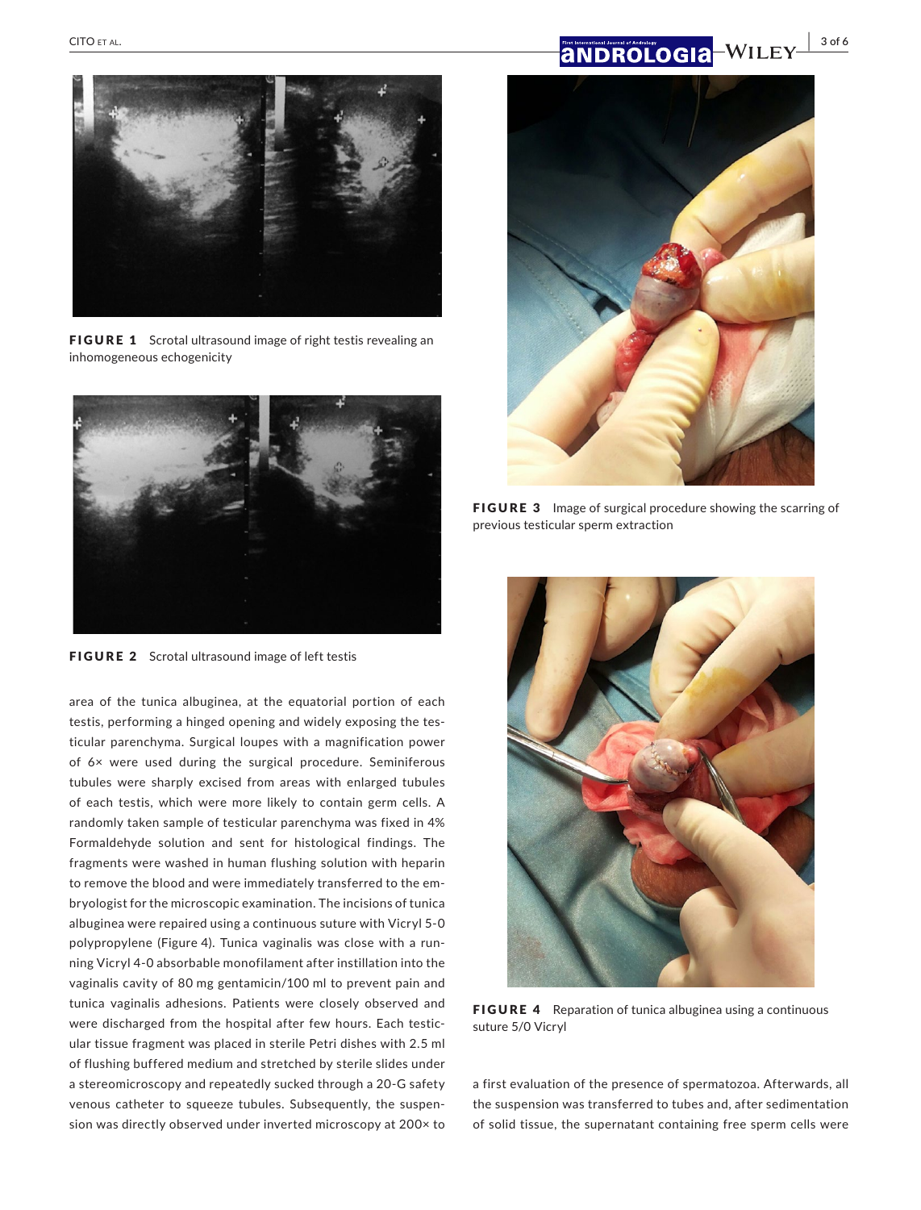FIGURE 1 Scrotal ultrasound image of right testis revealing an inhomogeneous echogenicity

FIGURE 2 Scrotal ultrasound image of left testis

area of the tunica albuginea, at the equatorial portion of each testis, performing a hinged opening and widely exposing the testicular parenchyma. Surgical loupes with a magnification power of 6× were used during the surgical procedure. Seminiferous tubules were sharply excised from areas with enlarged tubules of each testis, which were more likely to contain germ cells. A randomly taken sample of testicular parenchyma was fixed in 4% Formaldehyde solution and sent for histological findings. The fragments were washed in human flushing solution with heparin to remove the blood and were immediately transferred to the embryologist for the microscopic examination. The incisions of tunica albuginea were repaired using a continuous suture with Vicryl 5-0 polypropylene (Figure 4). Tunica vaginalis was close with a running Vicryl 4-0 absorbable monofilament after instillation into the vaginalis cavity of 80 mg gentamicin/100 ml to prevent pain and tunica vaginalis adhesions. Patients were closely observed and were discharged from the hospital after few hours. Each testicular tissue fragment was placed in sterile Petri dishes with 2.5 ml of flushing buffered medium and stretched by sterile slides under a stereomicroscopy and repeatedly sucked through a 20-G safety venous catheter to squeeze tubules. Subsequently, the suspension was directly observed under inverted microscopy at 200× to

FIGURE 3 Image of surgical procedure showing the scarring of previous testicular sperm extraction

FIGURE 4 Reparation of tunica albuginea using a continuous suture 5/0 Vicryl

a first evaluation of the presence of spermatozoa. Afterwards, all the suspension was transferred to tubes and, after sedimentation of solid tissue, the supernatant containing free sperm cells were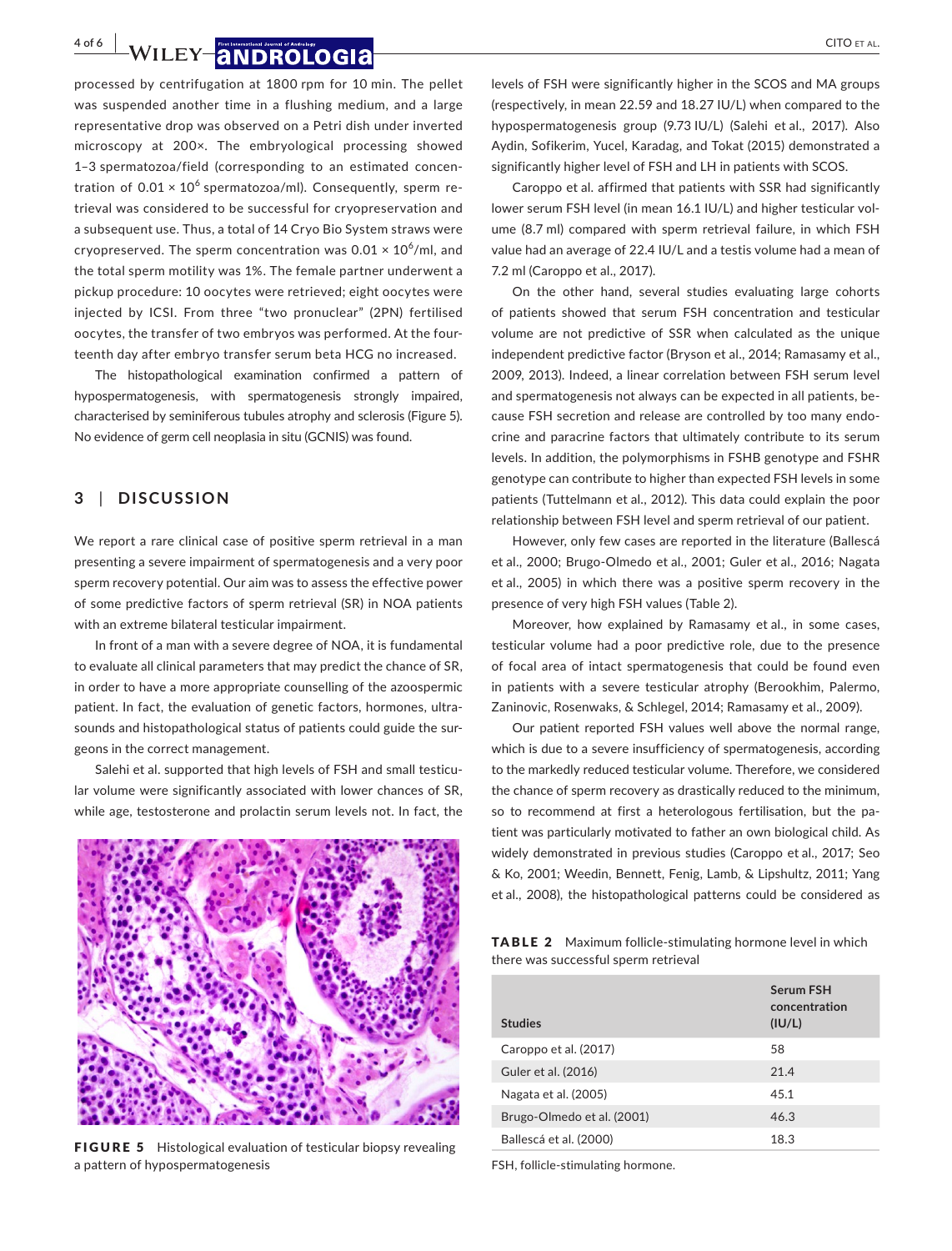processed by centrifugation at 1800 rpm for 10 min. The pellet was suspended another time in a flushing medium, and a large representative drop was observed on a Petri dish under inverted microscopy at 200×. The embryological processing showed 1–3 spermatozoa/field (corresponding to an estimated concentration of $0.01 \times 10^6$ spermatozoa/ml). Consequently, sperm retrieval was considered to be successful for cryopreservation and a subsequent use. Thus, a total of 14 Cryo Bio System straws were cryopreserved. The sperm concentration was $0.01 \times 10^6$/ml, and the total sperm motility was 1%. The female partner underwent a pickup procedure: 10 oocytes were retrieved; eight oocytes were injected by ICSI. From three "two pronuclear" (2PN) fertilised oocytes, the transfer of two embryos was performed. At the fourteenth day after embryo transfer serum beta HCG no increased.

The histopathological examination confirmed a pattern of hypospermatogenesis, with spermatogenesis strongly impaired, characterised by seminiferous tubules atrophy and sclerosis (Figure 5). No evidence of germ cell neoplasia in situ (GCNIS) was found.

## 3 | DISCUSSION

We report a rare clinical case of positive sperm retrieval in a man presenting a severe impairment of spermatogenesis and a very poor sperm recovery potential. Our aim was to assess the effective power of some predictive factors of sperm retrieval (SR) in NOA patients with an extreme bilateral testicular impairment.

In front of a man with a severe degree of NOA, it is fundamental to evaluate all clinical parameters that may predict the chance of SR, in order to have a more appropriate counselling of the azoospermic patient. In fact, the evaluation of genetic factors, hormones, ultrasounds and histopathological status of patients could guide the surgeons in the correct management.

Salehi et al. supported that high levels of FSH and small testicular volume were significantly associated with lower chances of SR, while age, testosterone and prolactin serum levels not. In fact, the levels of FSH were significantly higher in the SCOS and MA groups (respectively, in mean 22.59 and 18.27 IU/L) when compared to the hypospermatogenesis group (9.73 IU/L) (Salehi et al., 2017). Also Aydin, Sofikerim, Yucel, Karadag, and Tokat (2015) demonstrated a significantly higher level of FSH and LH in patients with SCOS.

FIGURE 5 Histological evaluation of testicular biopsy revealing a pattern of hypospermatogenesis

Caroppo et al. affirmed that patients with SSR had significantly lower serum FSH level (in mean 16.1 IU/L) and higher testicular volume (8.7 ml) compared with sperm retrieval failure, in which FSH value had an average of 22.4 IU/L and a testis volume had a mean of 7.2 ml (Caroppo et al., 2017).

On the other hand, several studies evaluating large cohorts of patients showed that serum FSH concentration and testicular volume are not predictive of SSR when calculated as the unique independent predictive factor (Bryson et al., 2014; Ramasamy et al., 2009, 2013). Indeed, a linear correlation between FSH serum level and spermatogenesis not always can be expected in all patients, because FSH secretion and release are controlled by too many endocrine and paracrine factors that ultimately contribute to its serum levels. In addition, the polymorphisms in FSHB genotype and FSHR genotype can contribute to higher than expected FSH levels in some patients (Tuttelmann et al., 2012). This data could explain the poor relationship between FSH level and sperm retrieval of our patient.

However, only few cases are reported in the literature (Ballescá et al., 2000; Brugo-Olmedo et al., 2001; Guler et al., 2016; Nagata et al., 2005) in which there was a positive sperm recovery in the presence of very high FSH values (Table 2).

Moreover, how explained by Ramasamy et al., in some cases, testicular volume had a poor predictive role, due to the presence of focal area of intact spermatogenesis that could be found even in patients with a severe testicular atrophy (Berookhim, Palermo, Zaninovic, Rosenwaks, & Schlegel, 2014; Ramasamy et al., 2009).

Our patient reported FSH values well above the normal range, which is due to a severe insufficiency of spermatogenesis, according to the markedly reduced testicular volume. Therefore, we considered the chance of sperm recovery as drastically reduced to the minimum, so to recommend at first a heterologous fertilisation, but the patient was particularly motivated to father an own biological child. As widely demonstrated in previous studies (Caroppo et al., 2017; Seo & Ko, 2001; Weedin, Bennett, Fenig, Lamb, & Lipshultz, 2011; Yang et al., 2008), the histopathological patterns could be considered as

**TABLE 2** Maximum follicle-stimulating hormone level in which there was successful sperm retrieval

| Studies | Serum FSH concentration (IU/L) |
|---|---|
| Caroppo et al. (2017) | 58 |
| Guler et al. (2016) | 21.4 |
| Nagata et al. (2005) | 45.1 |
| Brugo-Olmedo et al. (2001) | 46.3 |
| Ballescá et al. (2000) | 18.3 |

FSH, follicle-stimulating hormone.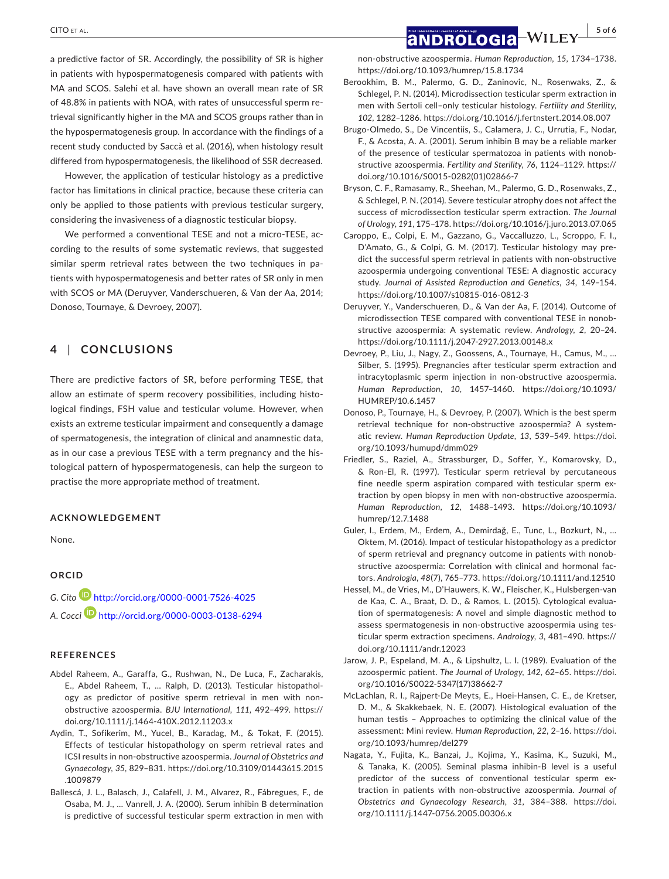a predictive factor of SR. Accordingly, the possibility of SR is higher in patients with hypospermatogenesis compared with patients with MA and SCOS. Salehi et al. have shown an overall mean rate of SR of 48.8% in patients with NOA, with rates of unsuccessful sperm retrieval significantly higher in the MA and SCOS groups rather than in the hypospermatogenesis group. In accordance with the findings of a recent study conducted by Saccà et al. (2016), when histology result differed from hypospermatogenesis, the likelihood of SSR decreased.

However, the application of testicular histology as a predictive factor has limitations in clinical practice, because these criteria can only be applied to those patients with previous testicular surgery, considering the invasiveness of a diagnostic testicular biopsy.

We performed a conventional TESE and not a micro-TESE, according to the results of some systematic reviews, that suggested similar sperm retrieval rates between the two techniques in patients with hypospermatogenesis and better rates of SR only in men with SCOS or MA (Deruyver, Vanderschueren, & Van der Aa, 2014; Donoso, Tournaye, & Devroey, 2007).

## 4 | CONCLUSIONS

There are predictive factors of SR, before performing TESE, that allow an estimate of sperm recovery possibilities, including histological findings, FSH value and testicular volume. However, when exists an extreme testicular impairment and consequently a damage of spermatogenesis, the integration of clinical and anamnestic data, as in our case a previous TESE with a term pregnancy and the histological pattern of hypospermatogenesis, can help the surgeon to practise the more appropriate method of treatment.

### ACKNOWLEDGEMENT

None.

### ORCID

*G. Cito* http://orcid.org/0000-0001-7526-4025

*A. Cocci* http://orcid.org/0000-0003-0138-6294

### REFERENCES

Abdel Raheem, A., Garaffa, G., Rushwan, N., De Luca, F., Zacharakis, E., Abdel Raheem, T., … Ralph, D. (2013). Testicular histopathology as predictor of positive sperm retrieval in men with non-obstructive azoospermia. *BJU International*, *111*, 492–499. https://doi.org/10.1111/j.1464-410X.2012.11203.x

Aydin, T., Sofikerim, M., Yucel, B., Karadag, M., & Tokat, F. (2015). Effects of testicular histopathology on sperm retrieval rates and ICSI results in non-obstructive azoospermia. *Journal of Obstetrics and Gynaecology*, *35*, 829–831. https://doi.org/10.3109/01443615.2015.1009879

Ballescá, J. L., Balasch, J., Calafell, J. M., Alvarez, R., Fábregues, F., de Osaba, M. J., … Vanrell, J. A. (2000). Serum inhibin B determination is predictive of successful testicular sperm extraction in men with non-obstructive azoospermia. *Human Reproduction*, *15*, 1734–1738. https://doi.org/10.1093/humrep/15.8.1734

Berookhim, B. M., Palermo, G. D., Zaninovic, N., Rosenwaks, Z., & Schlegel, P. N. (2014). Microdissection testicular sperm extraction in men with Sertoli cell–only testicular histology. *Fertility and Sterility*, *102*, 1282–1286. https://doi.org/10.1016/j.fertnstert.2014.08.007

Brugo-Olmedo, S., De Vincentiis, S., Calamera, J. C., Urrutia, F., Nodar, F., & Acosta, A. A. (2001). Serum inhibin B may be a reliable marker of the presence of testicular spermatozoa in patients with nonobstructive azoospermia. *Fertility and Sterility*, *76*, 1124–1129. https://doi.org/10.1016/S0015-0282(01)02866-7

Bryson, C. F., Ramasamy, R., Sheehan, M., Palermo, G. D., Rosenwaks, Z., & Schlegel, P. N. (2014). Severe testicular atrophy does not affect the success of microdissection testicular sperm extraction. *The Journal of Urology*, *191*, 175–178. https://doi.org/10.1016/j.juro.2013.07.065

Caroppo, E., Colpi, E. M., Gazzano, G., Vaccalluzzo, L., Scroppo, F. I., D'Amato, G., & Colpi, G. M. (2017). Testicular histology may predict the successful sperm retrieval in patients with non-obstructive azoospermia undergoing conventional TESE: A diagnostic accuracy study. *Journal of Assisted Reproduction and Genetics*, *34*, 149–154. https://doi.org/10.1007/s10815-016-0812-3

Deruyver, Y., Vanderschueren, D., & Van der Aa, F. (2014). Outcome of microdissection TESE compared with conventional TESE in nonobstructive azoospermia: A systematic review. *Andrology*, *2*, 20–24. https://doi.org/10.1111/j.2047-2927.2013.00148.x

Devroey, P., Liu, J., Nagy, Z., Goossens, A., Tournaye, H., Camus, M., … Silber, S. (1995). Pregnancies after testicular sperm extraction and intracytoplasmic sperm injection in non-obstructive azoospermia. *Human Reproduction*, *10*, 1457–1460. https://doi.org/10.1093/HUMREP/10.6.1457

Donoso, P., Tournaye, H., & Devroey, P. (2007). Which is the best sperm retrieval technique for non-obstructive azoospermia? A systematic review. *Human Reproduction Update*, *13*, 539–549. https://doi.org/10.1093/humupd/dmm029

Friedler, S., Raziel, A., Strassburger, D., Soffer, Y., Komarovsky, D., & Ron-El, R. (1997). Testicular sperm retrieval by percutaneous fine needle sperm aspiration compared with testicular sperm extraction by open biopsy in men with non-obstructive azoospermia. *Human Reproduction*, *12*, 1488–1493. https://doi.org/10.1093/humrep/12.7.1488

Guler, I., Erdem, M., Erdem, A., Demirdağ, E., Tunc, L., Bozkurt, N., … Oktem, M. (2016). Impact of testicular histopathology as a predictor of sperm retrieval and pregnancy outcome in patients with nonobstructive azoospermia: Correlation with clinical and hormonal factors. *Andrologia*, *48*(7), 765–773. https://doi.org/10.1111/and.12510

Hessel, M., de Vries, M., D'Hauwers, K. W., Fleischer, K., Hulsbergen-van de Kaa, C. A., Braat, D. D., & Ramos, L. (2015). Cytological evaluation of spermatogenesis: A novel and simple diagnostic method to assess spermatogenesis in non-obstructive azoospermia using testicular sperm extraction specimens. *Andrology*, *3*, 481–490. https://doi.org/10.1111/andr.12023

Jarow, J. P., Espeland, M. A., & Lipshultz, L. I. (1989). Evaluation of the azoospermic patient. *The Journal of Urology*, *142*, 62–65. https://doi.org/10.1016/S0022-5347(17)38662-7

McLachlan, R. I., Rajpert-De Meyts, E., Hoei-Hansen, C. E., de Kretser, D. M., & Skakkebaek, N. E. (2007). Histological evaluation of the human testis – Approaches to optimizing the clinical value of the assessment: Mini review. *Human Reproduction*, *22*, 2–16. https://doi.org/10.1093/humrep/del279

Nagata, Y., Fujita, K., Banzai, J., Kojima, Y., Kasima, K., Suzuki, M., & Tanaka, K. (2005). Seminal plasma inhibin-B level is a useful predictor of the success of conventional testicular sperm extraction in patients with non-obstructive azoospermia. *Journal of Obstetrics and Gynaecology Research*, *31*, 384–388. https://doi.org/10.1111/j.1447-0756.2005.00306.x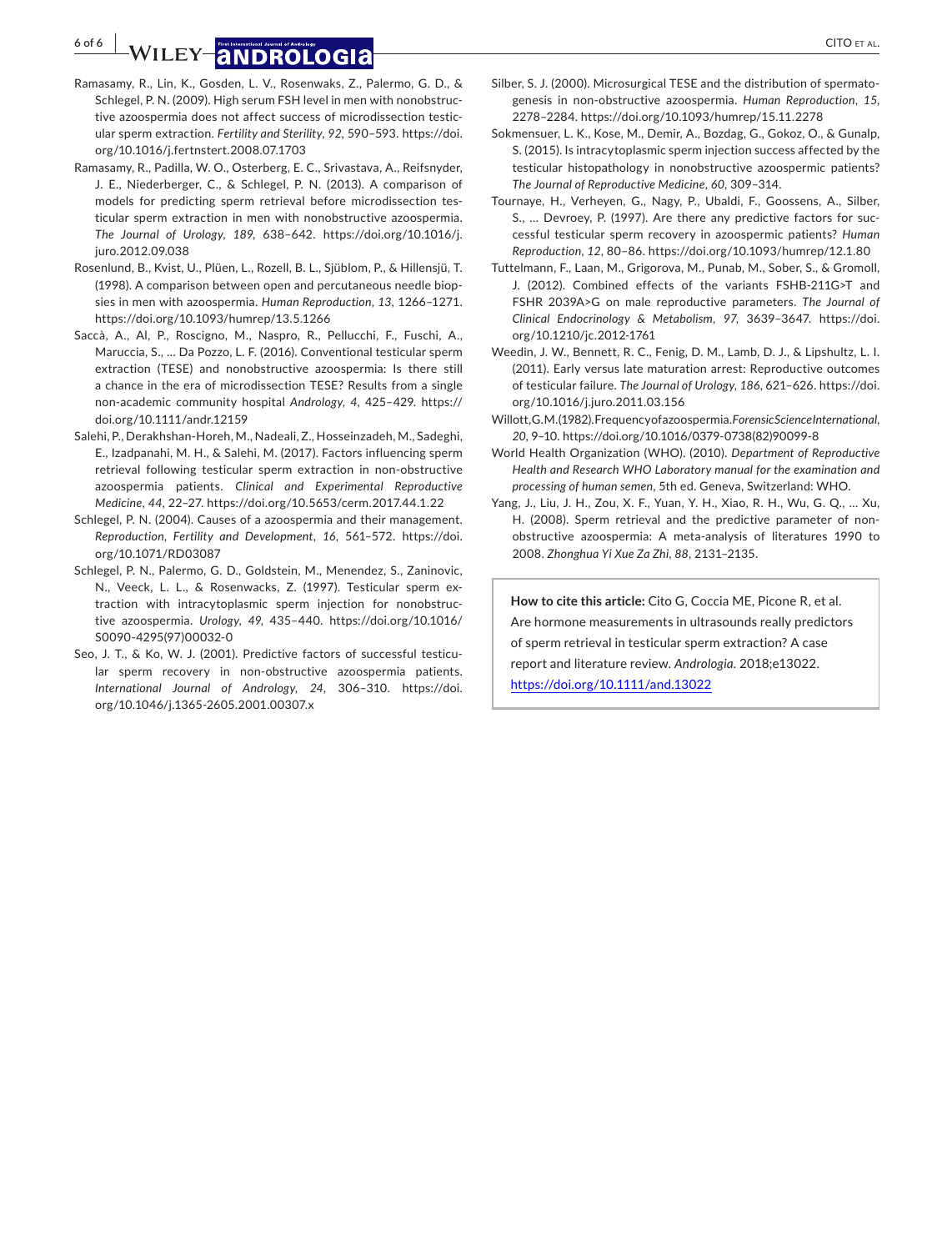Ramasamy, R., Lin, K., Gosden, L. V., Rosenwaks, Z., Palermo, G. D., & Schlegel, P. N. (2009). High serum FSH level in men with nonobstructive azoospermia does not affect success of microdissection testicular sperm extraction. *Fertility and Sterility*, *92*, 590–593. https://doi.org/10.1016/j.fertnstert.2008.07.1703

Ramasamy, R., Padilla, W. O., Osterberg, E. C., Srivastava, A., Reifsnyder, J. E., Niederberger, C., & Schlegel, P. N. (2013). A comparison of models for predicting sperm retrieval before microdissection testicular sperm extraction in men with nonobstructive azoospermia. *The Journal of Urology*, *189*, 638–642. https://doi.org/10.1016/j.juro.2012.09.038

Rosenlund, B., Kvist, U., Plüen, L., Rozell, B. L., Sjüblom, P., & Hillensjü, T. (1998). A comparison between open and percutaneous needle biopsies in men with azoospermia. *Human Reproduction*, *13*, 1266–1271. https://doi.org/10.1093/humrep/13.5.1266

Saccà, A., Al, P., Roscigno, M., Naspro, R., Pellucchi, F., Fuschi, A., Maruccia, S., … Da Pozzo, L. F. (2016). Conventional testicular sperm extraction (TESE) and nonobstructive azoospermia: Is there still a chance in the era of microdissection TESE? Results from a single non-academic community hospital *Andrology*, *4*, 425–429. https://doi.org/10.1111/andr.12159

Salehi, P., Derakhshan-Horeh, M., Nadeali, Z., Hosseinzadeh, M., Sadeghi, E., Izadpanahi, M. H., & Salehi, M. (2017). Factors influencing sperm retrieval following testicular sperm extraction in non-obstructive azoospermia patients. *Clinical and Experimental Reproductive Medicine*, *44*, 22–27. https://doi.org/10.5653/cerm.2017.44.1.22

Schlegel, P. N. (2004). Causes of a azoospermia and their management. *Reproduction, Fertility and Development*, *16*, 561–572. https://doi.org/10.1071/RD03087

Schlegel, P. N., Palermo, G. D., Goldstein, M., Menendez, S., Zaninovic, N., Veeck, L. L., & Rosenwacks, Z. (1997). Testicular sperm extraction with intracytoplasmic sperm injection for nonobstructive azoospermia. *Urology*, *49*, 435–440. https://doi.org/10.1016/S0090-4295(97)00032-0

Seo, J. T., & Ko, W. J. (2001). Predictive factors of successful testicular sperm recovery in non-obstructive azoospermia patients. *International Journal of Andrology*, *24*, 306–310. https://doi.org/10.1046/j.1365-2605.2001.00307.x

Silber, S. J. (2000). Microsurgical TESE and the distribution of spermatogenesis in non-obstructive azoospermia. *Human Reproduction*, *15*, 2278–2284. https://doi.org/10.1093/humrep/15.11.2278

Sokmensuer, L. K., Kose, M., Demir, A., Bozdag, G., Gokoz, O., & Gunalp, S. (2015). Is intracytoplasmic sperm injection success affected by the testicular histopathology in nonobstructive azoospermic patients? *The Journal of Reproductive Medicine*, *60*, 309–314.

Tournaye, H., Verheyen, G., Nagy, P., Ubaldi, F., Goossens, A., Silber, S., … Devroey, P. (1997). Are there any predictive factors for successful testicular sperm recovery in azoospermic patients? *Human Reproduction*, *12*, 80–86. https://doi.org/10.1093/humrep/12.1.80

Tuttelmann, F., Laan, M., Grigorova, M., Punab, M., Sober, S., & Gromoll, J. (2012). Combined effects of the variants FSHB-211G>T and FSHR 2039A>G on male reproductive parameters. *The Journal of Clinical Endocrinology & Metabolism*, *97*, 3639–3647. https://doi.org/10.1210/jc.2012-1761

Weedin, J. W., Bennett, R. C., Fenig, D. M., Lamb, D. J., & Lipshultz, L. I. (2011). Early versus late maturation arrest: Reproductive outcomes of testicular failure. *The Journal of Urology*, *186*, 621–626. https://doi.org/10.1016/j.juro.2011.03.156

Willott, G. M. (1982). Frequency of azoospermia. *Forensic Science International*, *20*, 9–10. https://doi.org/10.1016/0379-0738(82)90099-8

World Health Organization (WHO). (2010). *Department of Reproductive Health and Research WHO Laboratory manual for the examination and processing of human semen*, 5th ed. Geneva, Switzerland: WHO.

Yang, J., Liu, J. H., Zou, X. F., Yuan, Y. H., Xiao, R. H., Wu, G. Q., … Xu, H. (2008). Sperm retrieval and the predictive parameter of nonobstructive azoospermia: A meta-analysis of literatures 1990 to 2008. *Zhonghua Yi Xue Za Zhi*, *88*, 2131–2135.

**How to cite this article:** Cito G, Coccia ME, Picone R, et al. Are hormone measurements in ultrasounds really predictors of sperm retrieval in testicular sperm extraction? A case report and literature review. *Andrologia*. 2018;e13022. https://doi.org/10.1111/and.13022